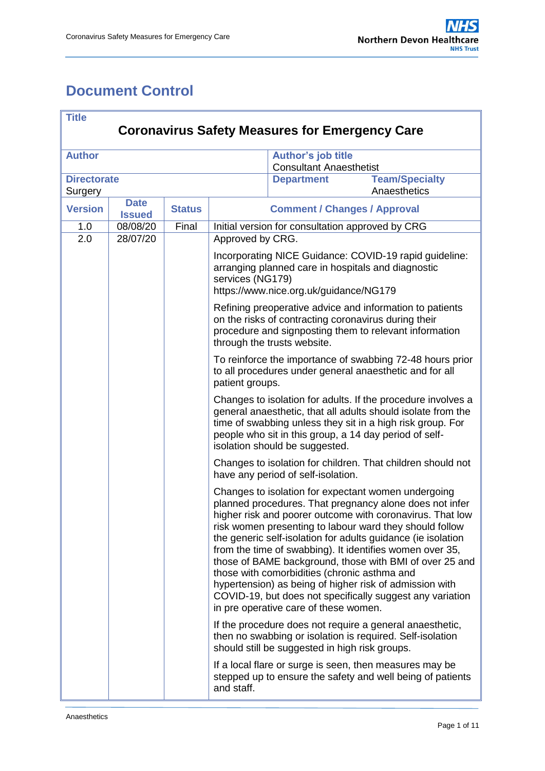# Document Control

| **Title** | | | | |
|---|---|---|---|---|
| **Coronavirus Safety Measures for Emergency Care** | | | | |
| **Author** | | | **Author's job title** Consultant Anaesthetist | |
| **Directorate** Surgery | | | **Department** | **Team/Specialty** Anaesthetics |
| **Version** | **Date Issued** | **Status** | **Comment / Changes / Approval** | |
| 1.0 | 08/08/20 | Final | Initial version for consultation approved by CRG | |
| 2.0 | 28/07/20 | | Approved by CRG.<br><br>Incorporating NICE Guidance: COVID-19 rapid guideline: arranging planned care in hospitals and diagnostic services (NG179) https://www.nice.org.uk/guidance/NG179<br><br>Refining preoperative advice and information to patients on the risks of contracting coronavirus during their procedure and signposting them to relevant information through the trusts website.<br><br>To reinforce the importance of swabbing 72-48 hours prior to all procedures under general anaesthetic and for all patient groups.<br><br>Changes to isolation for adults. If the procedure involves a general anaesthetic, that all adults should isolate from the time of swabbing unless they sit in a high risk group. For people who sit in this group, a 14 day period of self-isolation should be suggested.<br><br>Changes to isolation for children. That children should not have any period of self-isolation.<br><br>Changes to isolation for expectant women undergoing planned procedures. That pregnancy alone does not infer higher risk and poorer outcome with coronavirus. That low risk women presenting to labour ward they should follow the generic self-isolation for adults guidance (ie isolation from the time of swabbing). It identifies women over 35, those of BAME background, those with BMI of over 25 and those with comorbidities (chronic asthma and hypertension) as being of higher risk of admission with COVID-19, but does not specifically suggest any variation in pre operative care of these women.<br><br>If the procedure does not require a general anaesthetic, then no swabbing or isolation is required. Self-isolation should still be suggested in high risk groups.<br><br>If a local flare or surge is seen, then measures may be stepped up to ensure the safety and well being of patients and staff. | |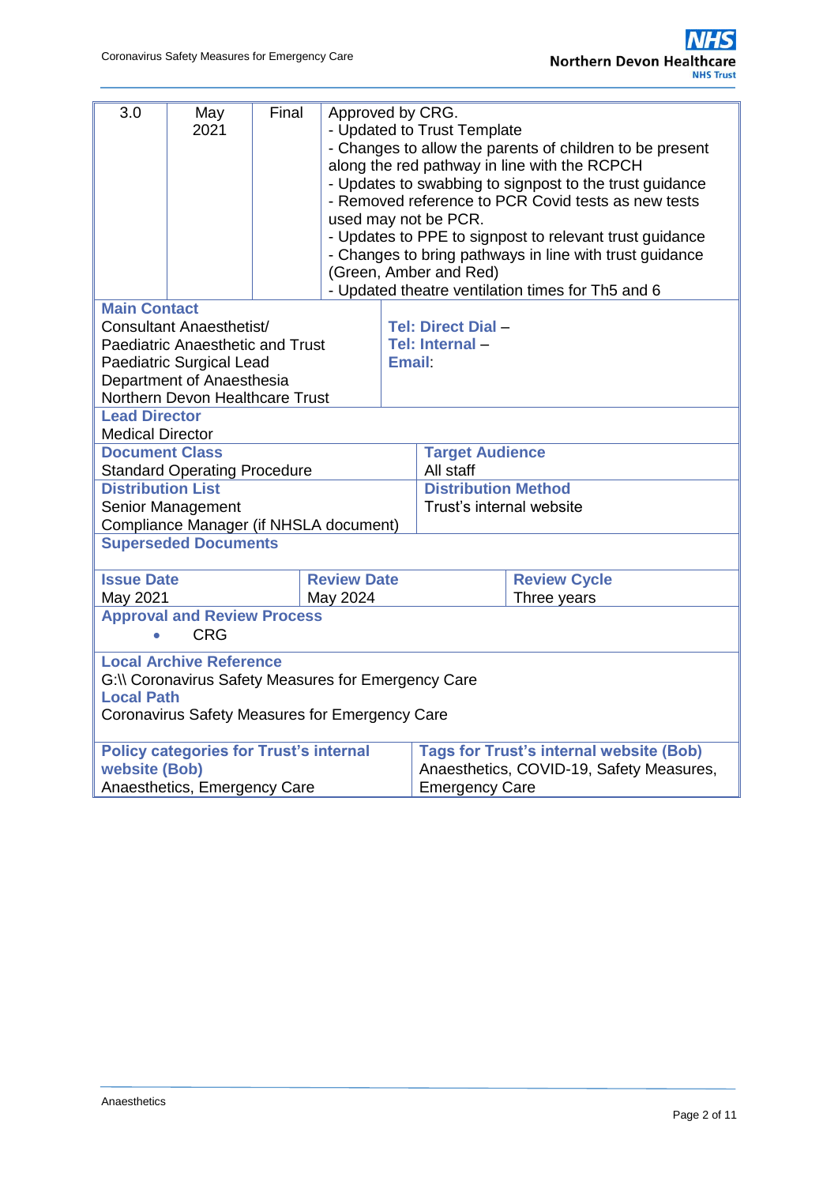| 3.0 | May 2021 | Final | Approved by CRG.<br>- Updated to Trust Template<br>- Changes to allow the parents of children to be present along the red pathway in line with the RCPCH<br>- Updates to swabbing to signpost to the trust guidance<br>- Removed reference to PCR Covid tests as new tests used may not be PCR.<br>- Updates to PPE to signpost to relevant trust guidance<br>- Changes to bring pathways in line with trust guidance (Green, Amber and Red)<br>- Updated theatre ventilation times for Th5 and 6 |
|---|---|---|---|

| **Main Contact**<br>Consultant Anaesthetist/<br>Paediatric Anaesthetic and Trust Paediatric Surgical Lead<br>Department of Anaesthesia<br>Northern Devon Healthcare Trust | **Tel: Direct Dial** –<br>**Tel: Internal** –<br>**Email**: |
|---|---|

| **Lead Director**<br>Medical Director |
|---|

| **Document Class**<br>Standard Operating Procedure | **Target Audience**<br>All staff |
|---|---|
| **Distribution List**<br>Senior Management<br>Compliance Manager (if NHSLA document) | **Distribution Method**<br>Trust's internal website |

| **Superseded Documents** |
|---|

| **Issue Date**<br>May 2021 | **Review Date**<br>May 2024 | **Review Cycle**<br>Three years |
|---|---|---|

| **Approval and Review Process**<br>• CRG |
|---|

| **Local Archive Reference**<br>G:\\ Coronavirus Safety Measures for Emergency Care<br>**Local Path**<br>Coronavirus Safety Measures for Emergency Care |
|---|

| **Policy categories for Trust's internal website (Bob)**<br>Anaesthetics, Emergency Care | **Tags for Trust's internal website (Bob)**<br>Anaesthetics, COVID-19, Safety Measures, Emergency Care |
|---|---|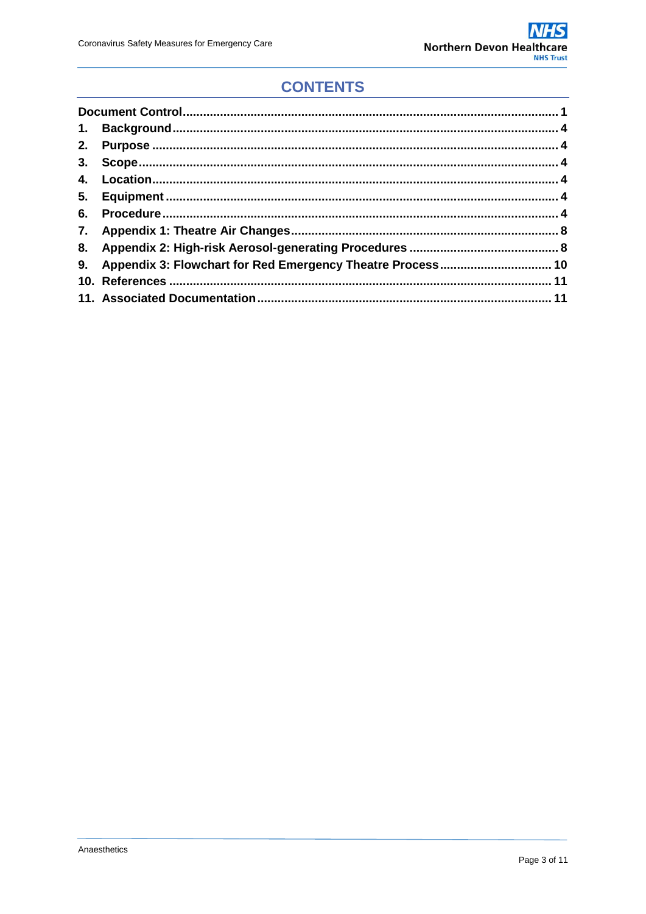# CONTENTS

**Document Control** ........................................................................................................ **1**

1. **Background** ........................................................................................................ **4**
2. **Purpose** ........................................................................................................ **4**
3. **Scope** ........................................................................................................ **4**
4. **Location** ........................................................................................................ **4**
5. **Equipment** ........................................................................................................ **4**
6. **Procedure** ........................................................................................................ **4**
7. **Appendix 1: Theatre Air Changes** ........................................................................ **8**
8. **Appendix 2: High-risk Aerosol-generating Procedures** ........................................ **8**
9. **Appendix 3: Flowchart for Red Emergency Theatre Process** ................................ **10**
10. **References** ........................................................................................................ **11**
11. **Associated Documentation** .................................................................................. **11**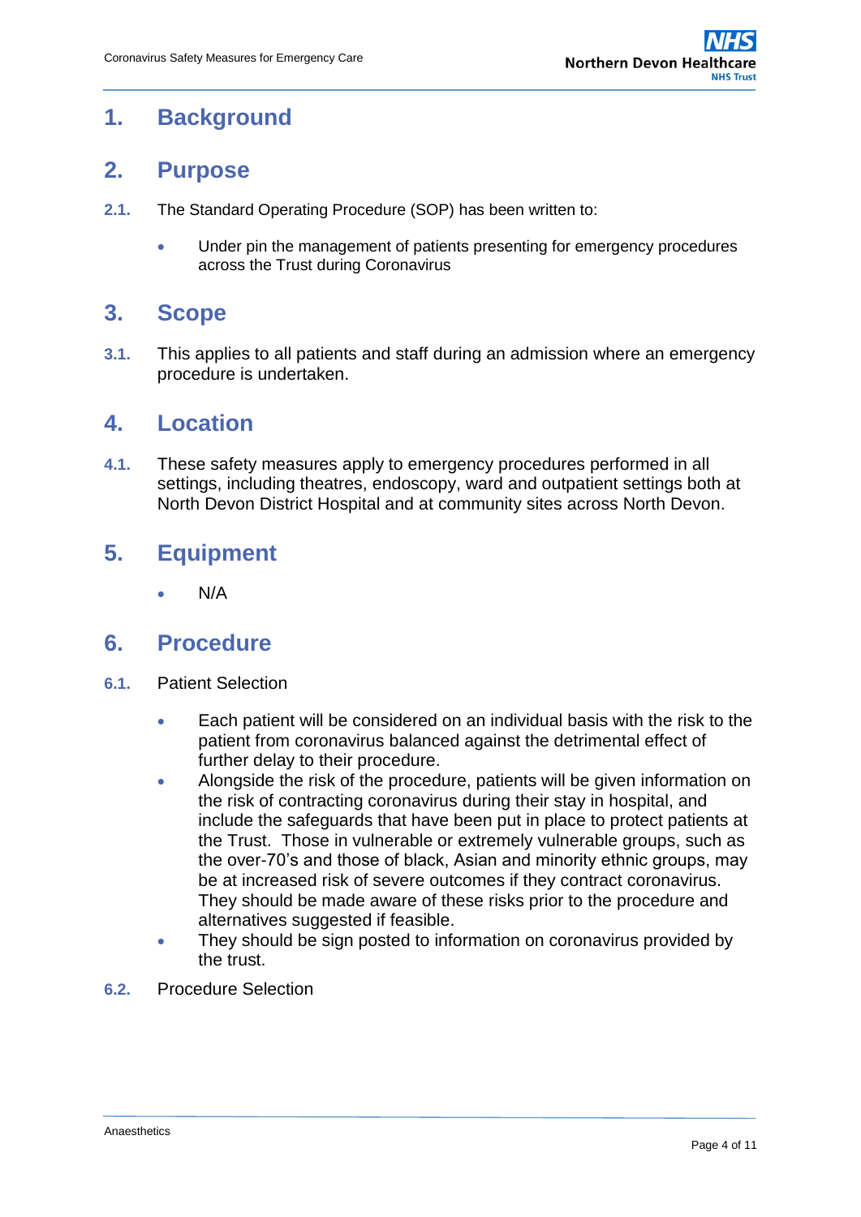# 1. Background

# 2. Purpose

**2.1.** The Standard Operating Procedure (SOP) has been written to:

- Under pin the management of patients presenting for emergency procedures across the Trust during Coronavirus

# 3. Scope

**3.1.** This applies to all patients and staff during an admission where an emergency procedure is undertaken.

# 4. Location

**4.1.** These safety measures apply to emergency procedures performed in all settings, including theatres, endoscopy, ward and outpatient settings both at North Devon District Hospital and at community sites across North Devon.

# 5. Equipment

- N/A

# 6. Procedure

**6.1.** Patient Selection

- Each patient will be considered on an individual basis with the risk to the patient from coronavirus balanced against the detrimental effect of further delay to their procedure.
- Alongside the risk of the procedure, patients will be given information on the risk of contracting coronavirus during their stay in hospital, and include the safeguards that have been put in place to protect patients at the Trust. Those in vulnerable or extremely vulnerable groups, such as the over-70's and those of black, Asian and minority ethnic groups, may be at increased risk of severe outcomes if they contract coronavirus. They should be made aware of these risks prior to the procedure and alternatives suggested if feasible.
- They should be sign posted to information on coronavirus provided by the trust.

**6.2.** Procedure Selection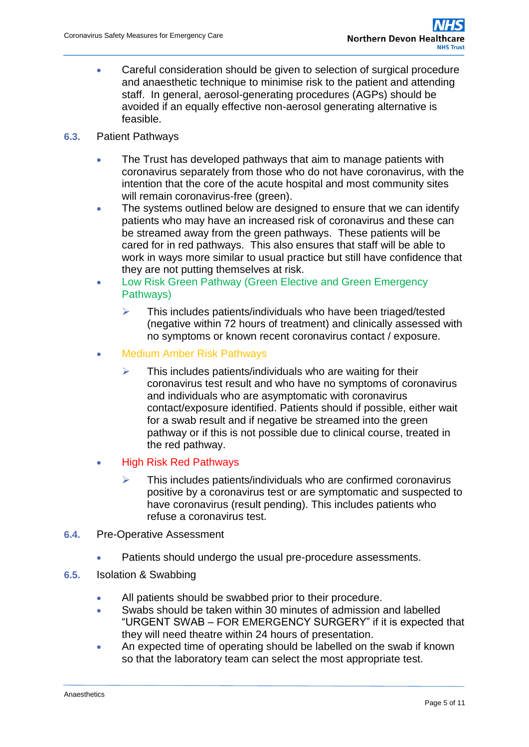- Careful consideration should be given to selection of surgical procedure and anaesthetic technique to minimise risk to the patient and attending staff. In general, aerosol-generating procedures (AGPs) should be avoided if an equally effective non-aerosol generating alternative is feasible.

## 6.3. Patient Pathways

- The Trust has developed pathways that aim to manage patients with coronavirus separately from those who do not have coronavirus, with the intention that the core of the acute hospital and most community sites will remain coronavirus-free (green).
- The systems outlined below are designed to ensure that we can identify patients who may have an increased risk of coronavirus and these can be streamed away from the green pathways. These patients will be cared for in red pathways. This also ensures that staff will be able to work in ways more similar to usual practice but still have confidence that they are not putting themselves at risk.
- Low Risk Green Pathway (Green Elective and Green Emergency Pathways)
  - This includes patients/individuals who have been triaged/tested (negative within 72 hours of treatment) and clinically assessed with no symptoms or known recent coronavirus contact / exposure.
- Medium Amber Risk Pathways
  - This includes patients/individuals who are waiting for their coronavirus test result and who have no symptoms of coronavirus and individuals who are asymptomatic with coronavirus contact/exposure identified. Patients should if possible, either wait for a swab result and if negative be streamed into the green pathway or if this is not possible due to clinical course, treated in the red pathway.
- High Risk Red Pathways
  - This includes patients/individuals who are confirmed coronavirus positive by a coronavirus test or are symptomatic and suspected to have coronavirus (result pending). This includes patients who refuse a coronavirus test.

## 6.4. Pre-Operative Assessment

- Patients should undergo the usual pre-procedure assessments.

## 6.5. Isolation & Swabbing

- All patients should be swabbed prior to their procedure.
- Swabs should be taken within 30 minutes of admission and labelled "URGENT SWAB – FOR EMERGENCY SURGERY" if it is expected that they will need theatre within 24 hours of presentation.
- An expected time of operating should be labelled on the swab if known so that the laboratory team can select the most appropriate test.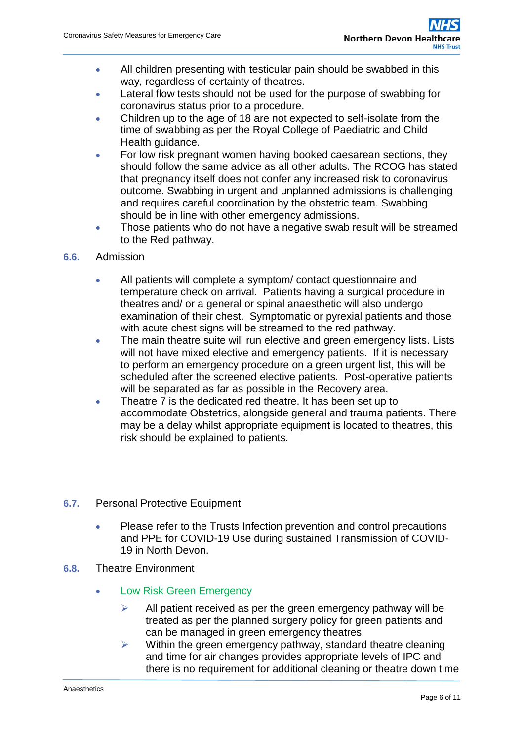- All children presenting with testicular pain should be swabbed in this way, regardless of certainty of theatres.
- Lateral flow tests should not be used for the purpose of swabbing for coronavirus status prior to a procedure.
- Children up to the age of 18 are not expected to self-isolate from the time of swabbing as per the Royal College of Paediatric and Child Health guidance.
- For low risk pregnant women having booked caesarean sections, they should follow the same advice as all other adults. The RCOG has stated that pregnancy itself does not confer any increased risk to coronavirus outcome. Swabbing in urgent and unplanned admissions is challenging and requires careful coordination by the obstetric team. Swabbing should be in line with other emergency admissions.
- Those patients who do not have a negative swab result will be streamed to the Red pathway.

## 6.6. Admission

- All patients will complete a symptom/ contact questionnaire and temperature check on arrival. Patients having a surgical procedure in theatres and/ or a general or spinal anaesthetic will also undergo examination of their chest. Symptomatic or pyrexial patients and those with acute chest signs will be streamed to the red pathway.
- The main theatre suite will run elective and green emergency lists. Lists will not have mixed elective and emergency patients. If it is necessary to perform an emergency procedure on a green urgent list, this will be scheduled after the screened elective patients. Post-operative patients will be separated as far as possible in the Recovery area.
- Theatre 7 is the dedicated red theatre. It has been set up to accommodate Obstetrics, alongside general and trauma patients. There may be a delay whilst appropriate equipment is located to theatres, this risk should be explained to patients.

## 6.7. Personal Protective Equipment

- Please refer to the Trusts Infection prevention and control precautions and PPE for COVID-19 Use during sustained Transmission of COVID-19 in North Devon.

## 6.8. Theatre Environment

- Low Risk Green Emergency
  - All patient received as per the green emergency pathway will be treated as per the planned surgery policy for green patients and can be managed in green emergency theatres.
  - Within the green emergency pathway, standard theatre cleaning and time for air changes provides appropriate levels of IPC and there is no requirement for additional cleaning or theatre down time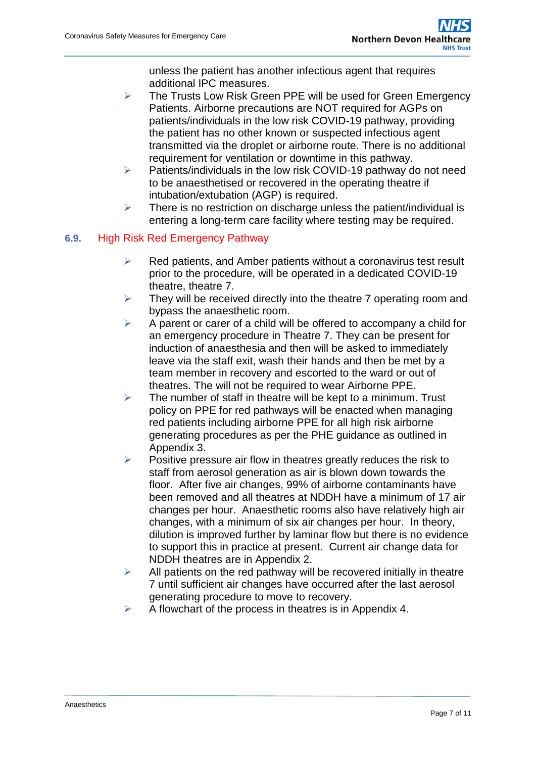unless the patient has another infectious agent that requires additional IPC measures.

- The Trusts Low Risk Green PPE will be used for Green Emergency Patients. Airborne precautions are NOT required for AGPs on patients/individuals in the low risk COVID-19 pathway, providing the patient has no other known or suspected infectious agent transmitted via the droplet or airborne route. There is no additional requirement for ventilation or downtime in this pathway.
- Patients/individuals in the low risk COVID-19 pathway do not need to be anaesthetised or recovered in the operating theatre if intubation/extubation (AGP) is required.
- There is no restriction on discharge unless the patient/individual is entering a long-term care facility where testing may be required.

## 6.9. High Risk Red Emergency Pathway

- Red patients, and Amber patients without a coronavirus test result prior to the procedure, will be operated in a dedicated COVID-19 theatre, theatre 7.
- They will be received directly into the theatre 7 operating room and bypass the anaesthetic room.
- A parent or carer of a child will be offered to accompany a child for an emergency procedure in Theatre 7. They can be present for induction of anaesthesia and then will be asked to immediately leave via the staff exit, wash their hands and then be met by a team member in recovery and escorted to the ward or out of theatres. The will not be required to wear Airborne PPE.
- The number of staff in theatre will be kept to a minimum. Trust policy on PPE for red pathways will be enacted when managing red patients including airborne PPE for all high risk airborne generating procedures as per the PHE guidance as outlined in Appendix 3.
- Positive pressure air flow in theatres greatly reduces the risk to staff from aerosol generation as air is blown down towards the floor. After five air changes, 99% of airborne contaminants have been removed and all theatres at NDDH have a minimum of 17 air changes per hour. Anaesthetic rooms also have relatively high air changes, with a minimum of six air changes per hour. In theory, dilution is improved further by laminar flow but there is no evidence to support this in practice at present. Current air change data for NDDH theatres are in Appendix 2.
- All patients on the red pathway will be recovered initially in theatre 7 until sufficient air changes have occurred after the last aerosol generating procedure to move to recovery.
- A flowchart of the process in theatres is in Appendix 4.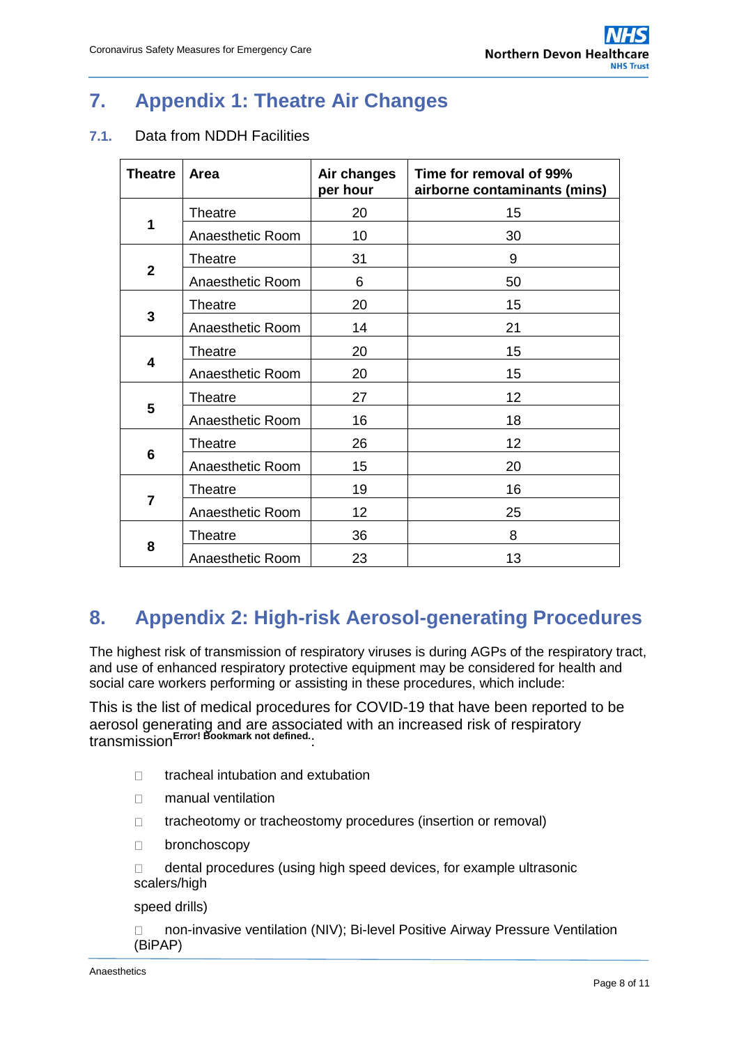# 7. Appendix 1: Theatre Air Changes

## 7.1. Data from NDDH Facilities

| Theatre | Area | Air changes per hour | Time for removal of 99% airborne contaminants (mins) |
|---|---|---|---|
| 1 | Theatre | 20 | 15 |
| | Anaesthetic Room | 10 | 30 |
| 2 | Theatre | 31 | 9 |
| | Anaesthetic Room | 6 | 50 |
| 3 | Theatre | 20 | 15 |
| | Anaesthetic Room | 14 | 21 |
| 4 | Theatre | 20 | 15 |
| | Anaesthetic Room | 20 | 15 |
| 5 | Theatre | 27 | 12 |
| | Anaesthetic Room | 16 | 18 |
| 6 | Theatre | 26 | 12 |
| | Anaesthetic Room | 15 | 20 |
| 7 | Theatre | 19 | 16 |
| | Anaesthetic Room | 12 | 25 |
| 8 | Theatre | 36 | 8 |
| | Anaesthetic Room | 23 | 13 |

# 8. Appendix 2: High-risk Aerosol-generating Procedures

The highest risk of transmission of respiratory viruses is during AGPs of the respiratory tract, and use of enhanced respiratory protective equipment may be considered for health and social care workers performing or assisting in these procedures, which include:

This is the list of medical procedures for COVID-19 that have been reported to be aerosol generating and are associated with an increased risk of respiratory transmission[Error! Bookmark not defined.]:

- tracheal intubation and extubation
- manual ventilation
- tracheotomy or tracheostomy procedures (insertion or removal)
- bronchoscopy
- dental procedures (using high speed devices, for example ultrasonic scalers/high

  speed drills)
- non-invasive ventilation (NIV); Bi-level Positive Airway Pressure Ventilation (BiPAP)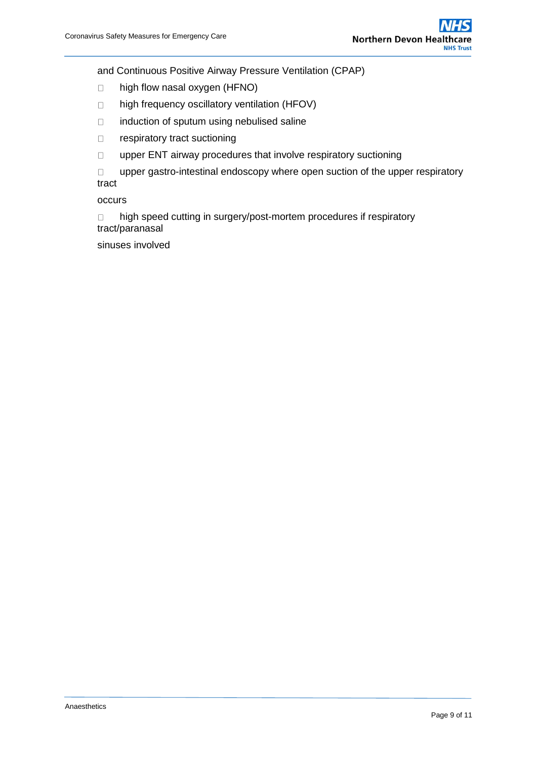and Continuous Positive Airway Pressure Ventilation (CPAP)

- high flow nasal oxygen (HFNO)
- high frequency oscillatory ventilation (HFOV)
- induction of sputum using nebulised saline
- respiratory tract suctioning
- upper ENT airway procedures that involve respiratory suctioning
- upper gastro-intestinal endoscopy where open suction of the upper respiratory tract occurs
- high speed cutting in surgery/post-mortem procedures if respiratory tract/paranasal sinuses involved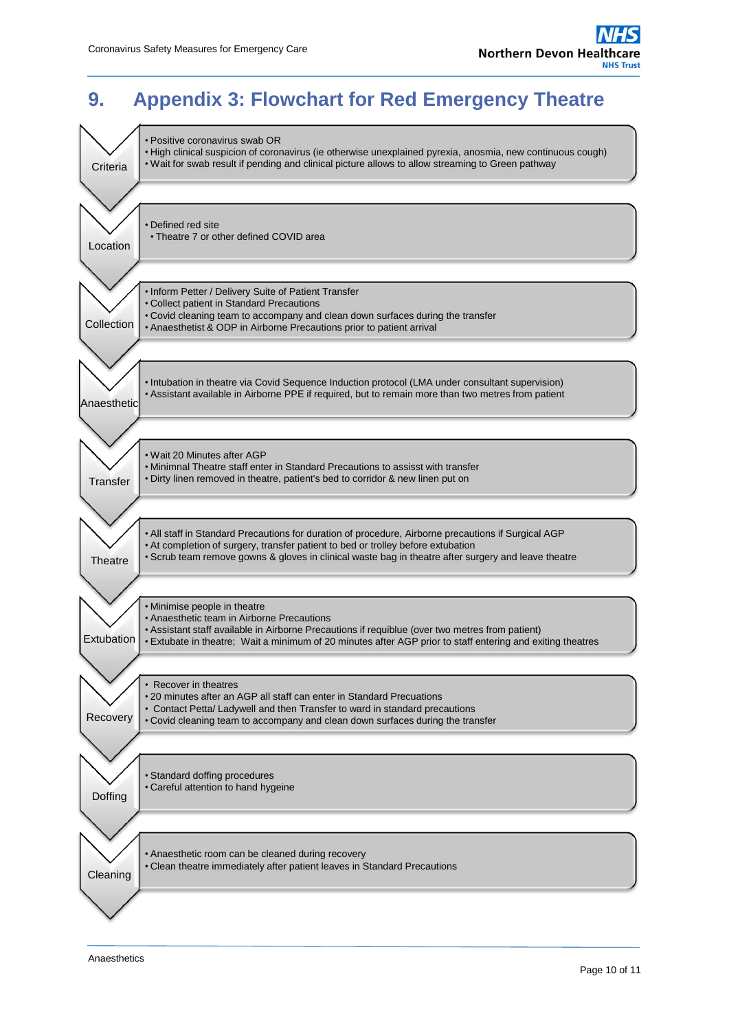# 9. Appendix 3: Flowchart for Red Emergency Theatre

**Criteria**

- Positive coronavirus swab OR
- High clinical suspicion of coronavirus (ie otherwise unexplained pyrexia, anosmia, new continuous cough)
- Wait for swab result if pending and clinical picture allows to allow streaming to Green pathway

**Location**

- Defined red site
  - Theatre 7 or other defined COVID area

**Collection**

- Inform Petter / Delivery Suite of Patient Transfer
- Collect patient in Standard Precautions
- Covid cleaning team to accompany and clean down surfaces during the transfer
- Anaesthetist & ODP in Airborne Precautions prior to patient arrival

**Anaesthetic**

- Intubation in theatre via Covid Sequence Induction protocol (LMA under consultant supervision)
- Assistant available in Airborne PPE if required, but to remain more than two metres from patient

**Transfer**

- Wait 20 Minutes after AGP
- Minimnal Theatre staff enter in Standard Precautions to assisst with transfer
- Dirty linen removed in theatre, patient's bed to corridor & new linen put on

**Theatre**

- All staff in Standard Precautions for duration of procedure, Airborne precautions if Surgical AGP
- At completion of surgery, transfer patient to bed or trolley before extubation
- Scrub team remove gowns & gloves in clinical waste bag in theatre after surgery and leave theatre

**Extubation**

- Minimise people in theatre
- Anaesthetic team in Airborne Precautions
- Assistant staff available in Airborne Precautions if requiblue (over two metres from patient)
- Extubate in theatre; Wait a minimum of 20 minutes after AGP prior to staff entering and exiting theatres

**Recovery**

- Recover in theatres
- 20 minutes after an AGP all staff can enter in Standard Precuations
- Contact Petta/ Ladywell and then Transfer to ward in standard precautions
- Covid cleaning team to accompany and clean down surfaces during the transfer

**Doffing**

- Standard doffing procedures
- Careful attention to hand hygeine

**Cleaning**

- Anaesthetic room can be cleaned during recovery
- Clean theatre immediately after patient leaves in Standard Precautions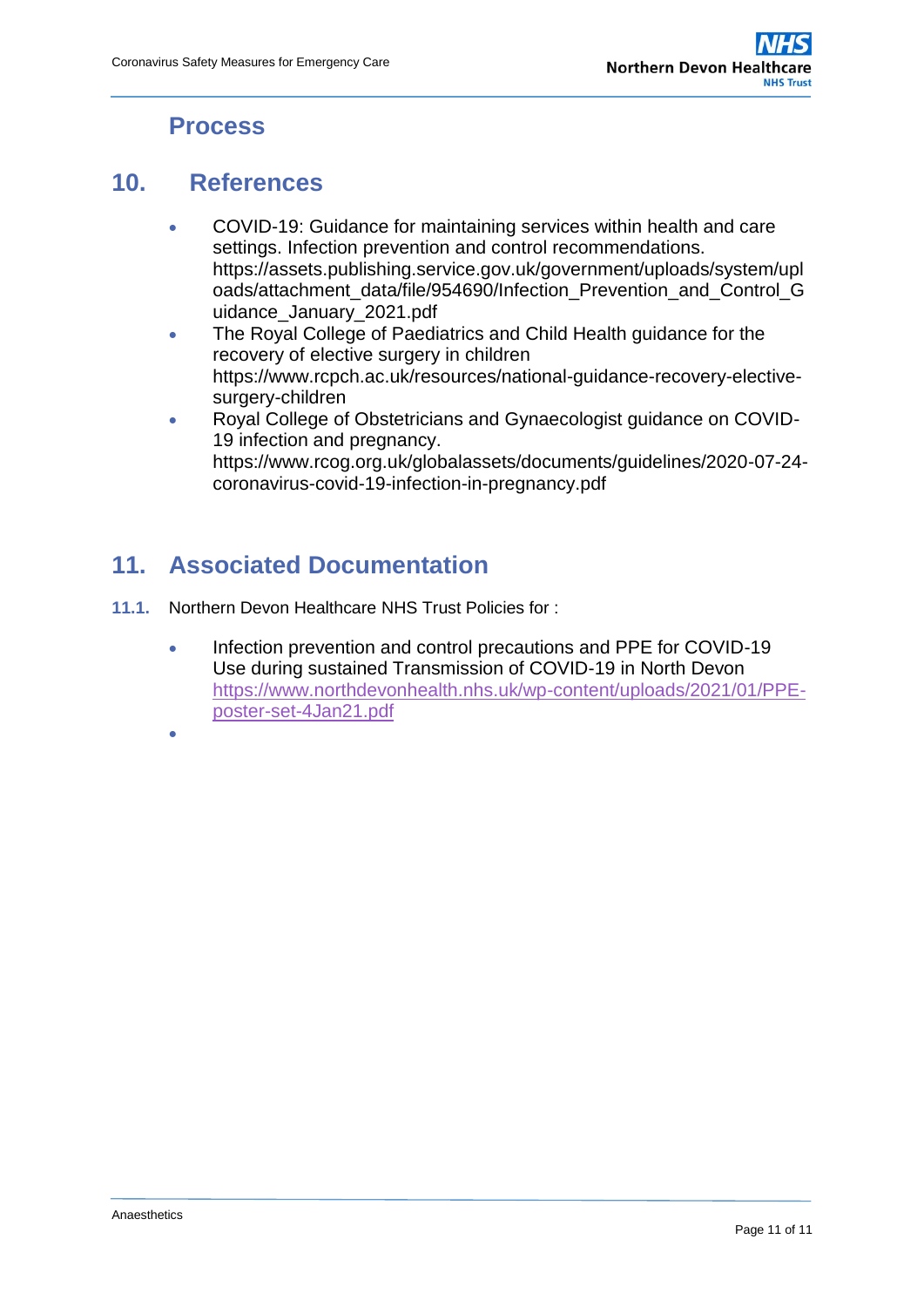## Process

## 10. References

- COVID-19: Guidance for maintaining services within health and care settings. Infection prevention and control recommendations. https://assets.publishing.service.gov.uk/government/uploads/system/uploads/attachment_data/file/954690/Infection_Prevention_and_Control_Guidance_January_2021.pdf
- The Royal College of Paediatrics and Child Health guidance for the recovery of elective surgery in children https://www.rcpch.ac.uk/resources/national-guidance-recovery-elective-surgery-children
- Royal College of Obstetricians and Gynaecologist guidance on COVID-19 infection and pregnancy. https://www.rcog.org.uk/globalassets/documents/guidelines/2020-07-24-coronavirus-covid-19-infection-in-pregnancy.pdf

## 11. Associated Documentation

**11.1.** Northern Devon Healthcare NHS Trust Policies for :

- Infection prevention and control precautions and PPE for COVID-19 Use during sustained Transmission of COVID-19 in North Devon [https://www.northdevonhealth.nhs.uk/wp-content/uploads/2021/01/PPE-poster-set-4Jan21.pdf](https://www.northdevonhealth.nhs.uk/wp-content/uploads/2021/01/PPE-poster-set-4Jan21.pdf)
-